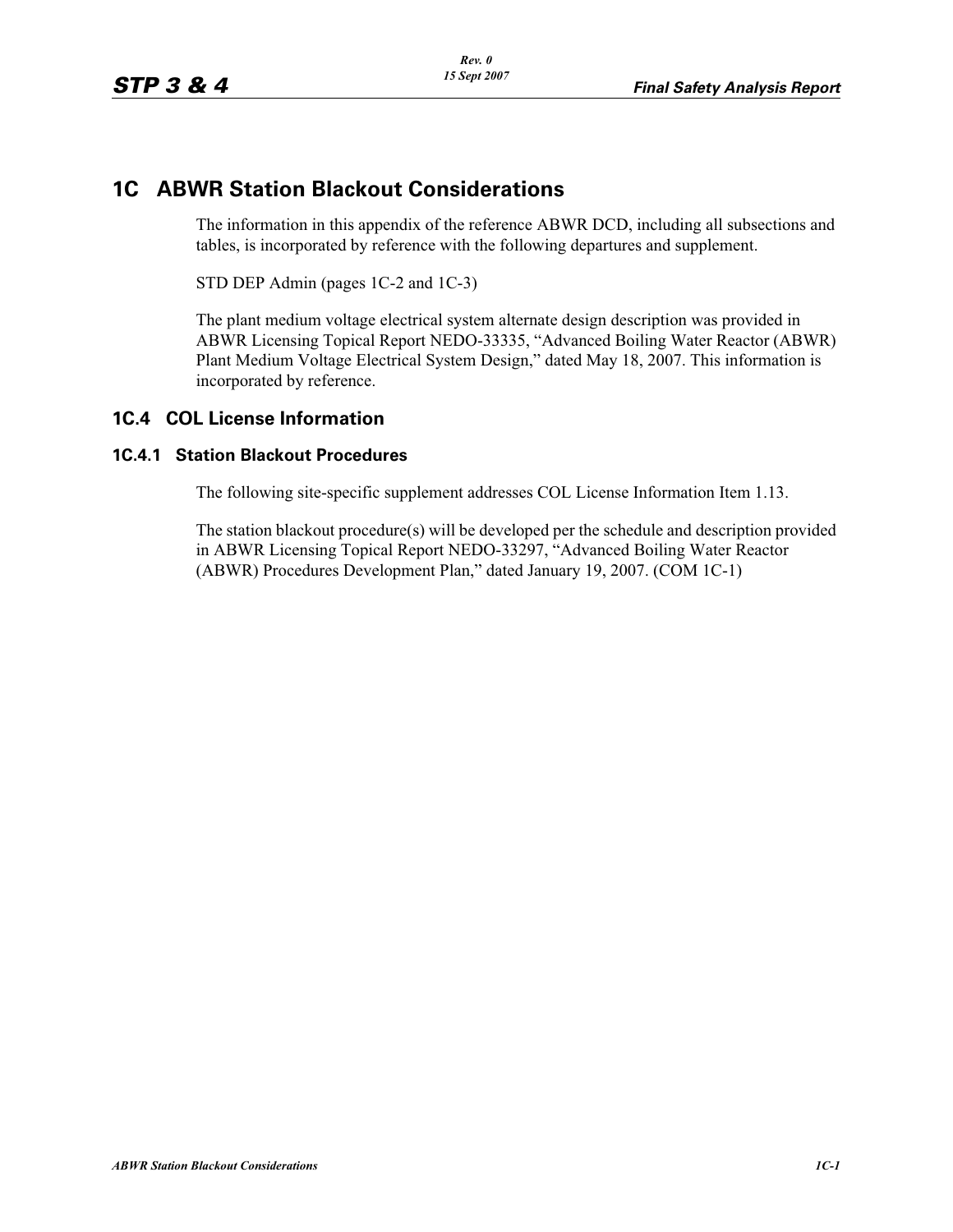# 1C ABWR Station Blackout Considerations

The information in this appendix of the reference ABWR DCD, including all subsections and tables, is incorporated by reference with the following departures and supplement.

STD DEP Admin (pages 1C-2 and 1C-3)

The plant medium voltage electrical system alternate design description was provided in ABWR Licensing Topical Report NEDO-33335, "Advanced Boiling Water Reactor (ABWR) Plant Medium Voltage Electrical System Design," dated May 18, 2007. This information is incorporated by reference.

## 1C.4 COL License Information

### 1C.4.1 Station Blackout Procedures

The following site-specific supplement addresses COL License Information Item 1.13.

The station blackout procedure(s) will be developed per the schedule and description provided in ABWR Licensing Topical Report NEDO-33297, "Advanced Boiling Water Reactor (ABWR) Procedures Development Plan," dated January 19, 2007. (COM 1C-1)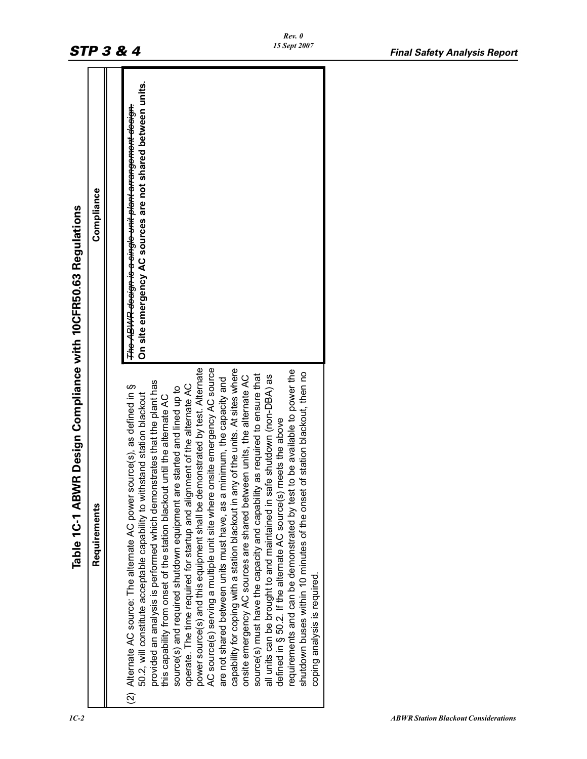# Table 1C-1 ABWR Design Compliance with 10CFR50.63 Regulations

| Requirements | Compliance |
|---|---|
| (2) Alternate AC source: The alternate AC power source(s), as defined in § 50.2, will constitute acceptable capability to withstand station blackout provided an analysis is performed which demonstrates that the plant has this capability from onset of the station blackout until the alternate AC source(s) and required shutdown equipment are started and lined up to operate. The time required for startup and alignment of the alternate AC power source(s) and this equipment shall be demonstrated by test. Alternate AC source(s) serving a multiple unit site where onsite emergency AC source are not shared between units must have, as a minimum, the capacity and capability for coping with a station blackout in any of the units. At sites where onsite emergency AC sources are shared between units, the alternate AC source(s) must have the capacity and capability as required to ensure that all units can be brought to and maintained in safe shutdown (non-DBA) as defined in § 50.2. If the alternate AC source(s) meets the above requirements and can be demonstrated by test to be available to power the shutdown buses within 10 minutes of the onset of station blackout, then no coping analysis is required. | ~~The ABWR design is a single unit plant arrangement design.~~ **On site emergency AC sources are not shared between units.** |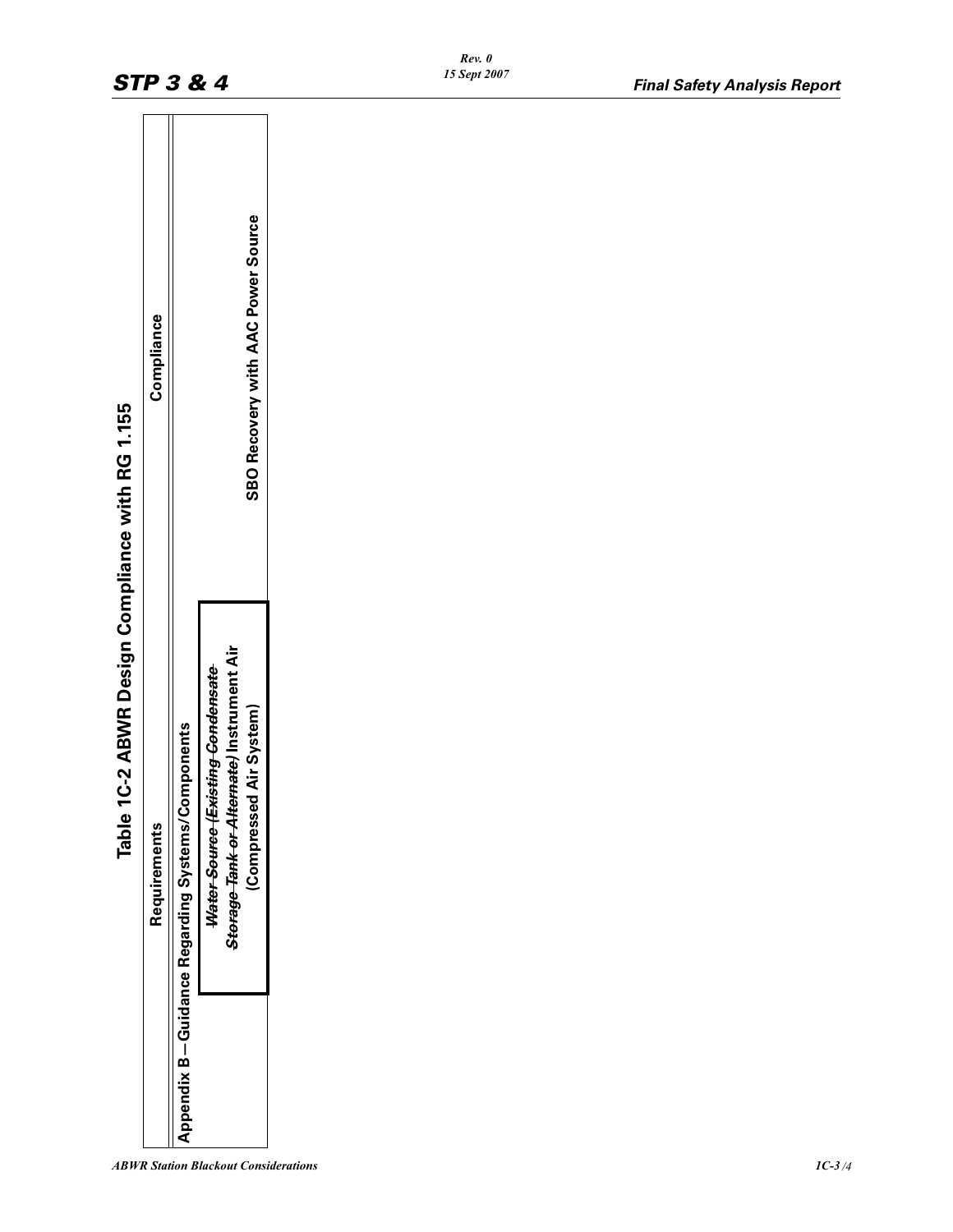# Table 1C-2 ABWR Design Compliance with RG 1.155

| Requirements | Compliance |
|---|---|
| **Appendix B—Guidance Regarding Systems/Components** | |
| ~~*Water Source (Existing Condensate Storage Tank or Alternate)*~~ Instrument Air (Compressed Air System) | SBO Recovery with AAC Power Source |